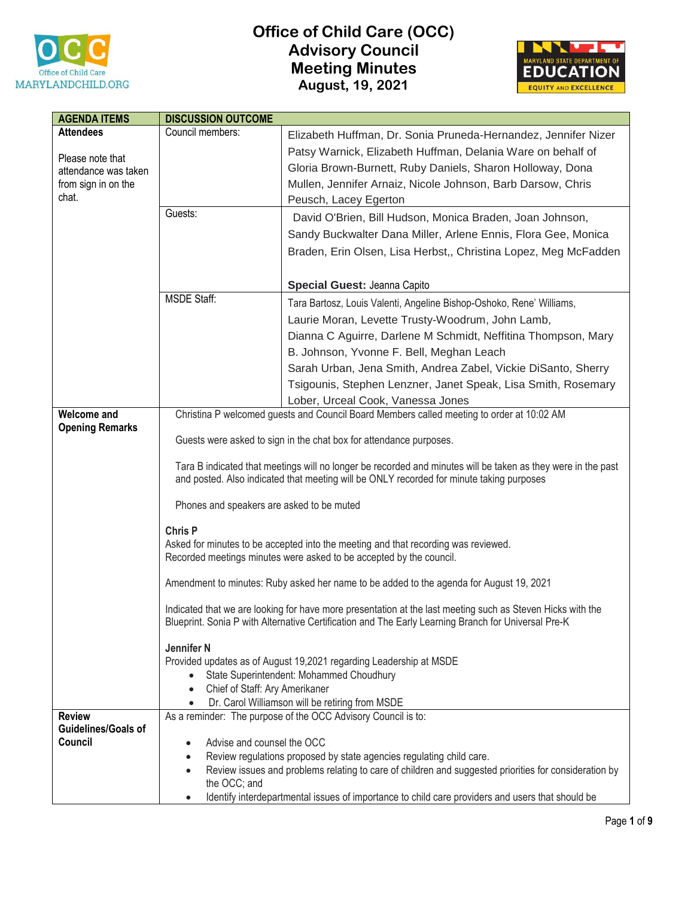# Office of Child Care (OCC) Advisory Council Meeting Minutes

## August, 19, 2021

| AGENDA ITEMS | DISCUSSION OUTCOME | |
|---|---|---|
| **Attendees**<br><br>Please note that attendance was taken from sign in on the chat. | Council members: | Elizabeth Huffman, Dr. Sonia Pruneda-Hernandez, Jennifer Nizer Patsy Warnick, Elizabeth Huffman, Delania Ware on behalf of Gloria Brown-Burnett, Ruby Daniels, Sharon Holloway, Dona Mullen, Jennifer Arnaiz, Nicole Johnson, Barb Darsow, Chris Peusch, Lacey Egerton |
| | Guests: | David O'Brien, Bill Hudson, Monica Braden, Joan Johnson, Sandy Buckwalter Dana Miller, Arlene Ennis, Flora Gee, Monica Braden, Erin Olsen, Lisa Herbst,, Christina Lopez, Meg McFadden<br><br>**Special Guest:** Jeanna Capito |
| | MSDE Staff: | Tara Bartosz, Louis Valenti, Angeline Bishop-Oshoko, Rene' Williams, Laurie Moran, Levette Trusty-Woodrum, John Lamb, Dianna C Aguirre, Darlene M Schmidt, Neffitina Thompson, Mary B. Johnson, Yvonne F. Bell, Meghan Leach Sarah Urban, Jena Smith, Andrea Zabel, Vickie DiSanto, Sherry Tsigounis, Stephen Lenzner, Janet Speak, Lisa Smith, Rosemary Lober, Urceal Cook, Vanessa Jones |
| **Welcome and Opening Remarks** | Christina P welcomed guests and Council Board Members called meeting to order at 10:02 AM<br><br>Guests were asked to sign in the chat box for attendance purposes.<br><br>Tara B indicated that meetings will no longer be recorded and minutes will be taken as they were in the past and posted. Also indicated that meeting will be ONLY recorded for minute taking purposes<br><br>Phones and speakers are asked to be muted<br><br>**Chris P**<br>Asked for minutes to be accepted into the meeting and that recording was reviewed.<br>Recorded meetings minutes were asked to be accepted by the council.<br><br>Amendment to minutes: Ruby asked her name to be added to the agenda for August 19, 2021<br><br>Indicated that we are looking for have more presentation at the last meeting such as Steven Hicks with the Blueprint. Sonia P with Alternative Certification and The Early Learning Branch for Universal Pre-K<br><br>**Jennifer N**<br>Provided updates as of August 19,2021 regarding Leadership at MSDE<br>• State Superintendent: Mohammed Choudhury<br>• Chief of Staff: Ary Amerikaner<br>• Dr. Carol Williamson will be retiring from MSDE | |
| **Review Guidelines/Goals of Council** | As a reminder: The purpose of the OCC Advisory Council is to:<br><br>• Advise and counsel the OCC<br>• Review regulations proposed by state agencies regulating child care.<br>• Review issues and problems relating to care of children and suggested priorities for consideration by the OCC; and<br>• Identify interdepartmental issues of importance to child care providers and users that should be | |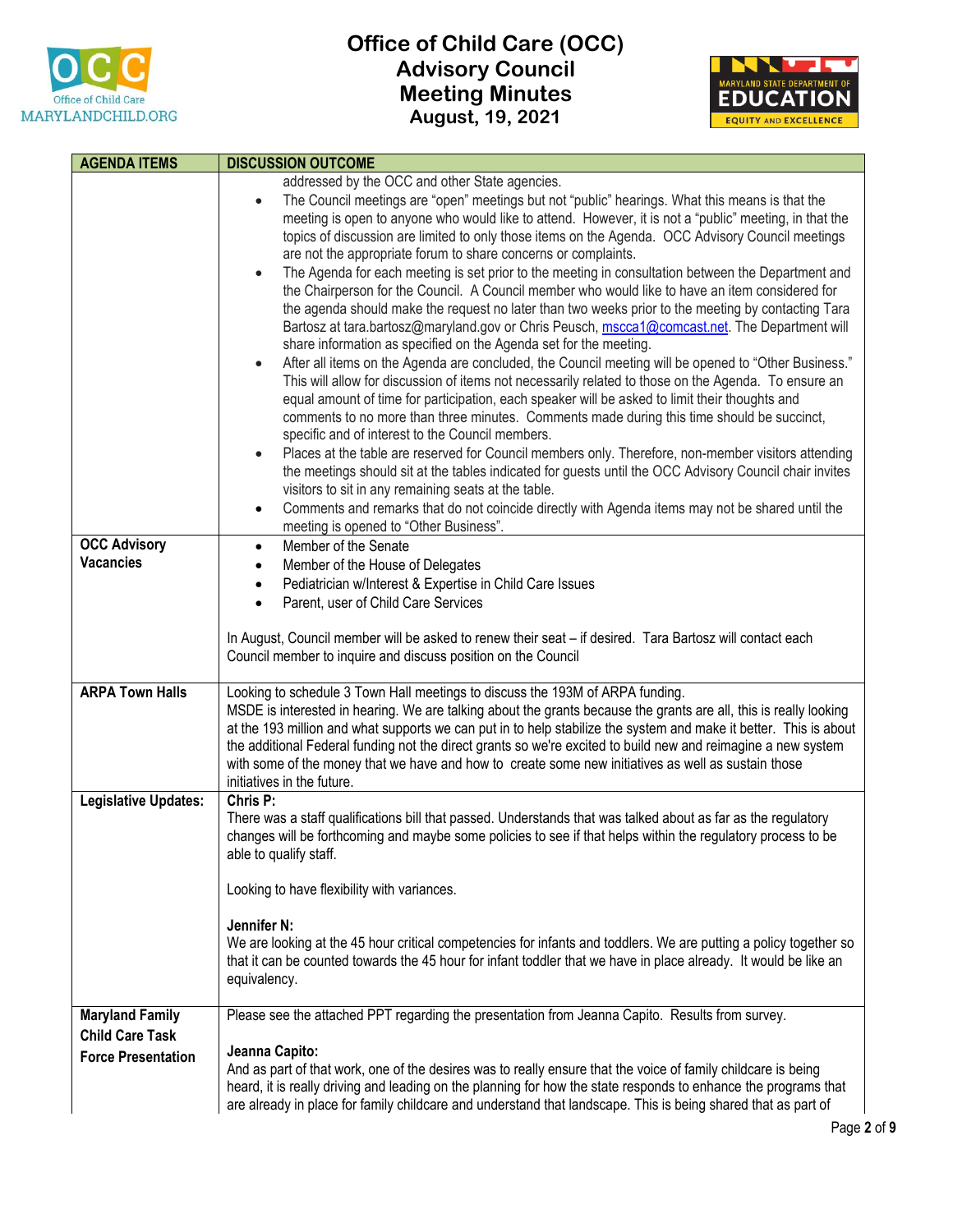# Office of Child Care (OCC) Advisory Council Meeting Minutes August, 19, 2021

| AGENDA ITEMS | DISCUSSION OUTCOME |
|---|---|
| | addressed by the OCC and other State agencies.<br>• The Council meetings are "open" meetings but not "public" hearings. What this means is that the meeting is open to anyone who would like to attend. However, it is not a "public" meeting, in that the topics of discussion are limited to only those items on the Agenda. OCC Advisory Council meetings are not the appropriate forum to share concerns or complaints.<br>• The Agenda for each meeting is set prior to the meeting in consultation between the Department and the Chairperson for the Council. A Council member who would like to have an item considered for the agenda should make the request no later than two weeks prior to the meeting by contacting Tara Bartosz at tara.bartosz@maryland.gov or Chris Peusch, mscca1@comcast.net. The Department will share information as specified on the Agenda set for the meeting.<br>• After all items on the Agenda are concluded, the Council meeting will be opened to "Other Business." This will allow for discussion of items not necessarily related to those on the Agenda. To ensure an equal amount of time for participation, each speaker will be asked to limit their thoughts and comments to no more than three minutes. Comments made during this time should be succinct, specific and of interest to the Council members.<br>• Places at the table are reserved for Council members only. Therefore, non-member visitors attending the meetings should sit at the tables indicated for guests until the OCC Advisory Council chair invites visitors to sit in any remaining seats at the table.<br>• Comments and remarks that do not coincide directly with Agenda items may not be shared until the meeting is opened to "Other Business". |
| **OCC Advisory Vacancies** | • Member of the Senate<br>• Member of the House of Delegates<br>• Pediatrician w/Interest & Expertise in Child Care Issues<br>• Parent, user of Child Care Services<br><br>In August, Council member will be asked to renew their seat – if desired. Tara Bartosz will contact each Council member to inquire and discuss position on the Council |
| **ARPA Town Halls** | Looking to schedule 3 Town Hall meetings to discuss the 193M of ARPA funding.<br>MSDE is interested in hearing. We are talking about the grants because the grants are all, this is really looking at the 193 million and what supports we can put in to help stabilize the system and make it better. This is about the additional Federal funding not the direct grants so we're excited to build new and reimagine a new system with some of the money that we have and how to create some new initiatives as well as sustain those initiatives in the future. |
| **Legislative Updates:** | **Chris P:**<br>There was a staff qualifications bill that passed. Understands that was talked about as far as the regulatory changes will be forthcoming and maybe some policies to see if that helps within the regulatory process to be able to qualify staff.<br><br>Looking to have flexibility with variances.<br><br>**Jennifer N:**<br>We are looking at the 45 hour critical competencies for infants and toddlers. We are putting a policy together so that it can be counted towards the 45 hour for infant toddler that we have in place already. It would be like an equivalency. |
| **Maryland Family Child Care Task Force Presentation** | Please see the attached PPT regarding the presentation from Jeanna Capito. Results from survey.<br><br>**Jeanna Capito:**<br>And as part of that work, one of the desires was to really ensure that the voice of family childcare is being heard, it is really driving and leading on the planning for how the state responds to enhance the programs that are already in place for family childcare and understand that landscape. This is being shared that as part of |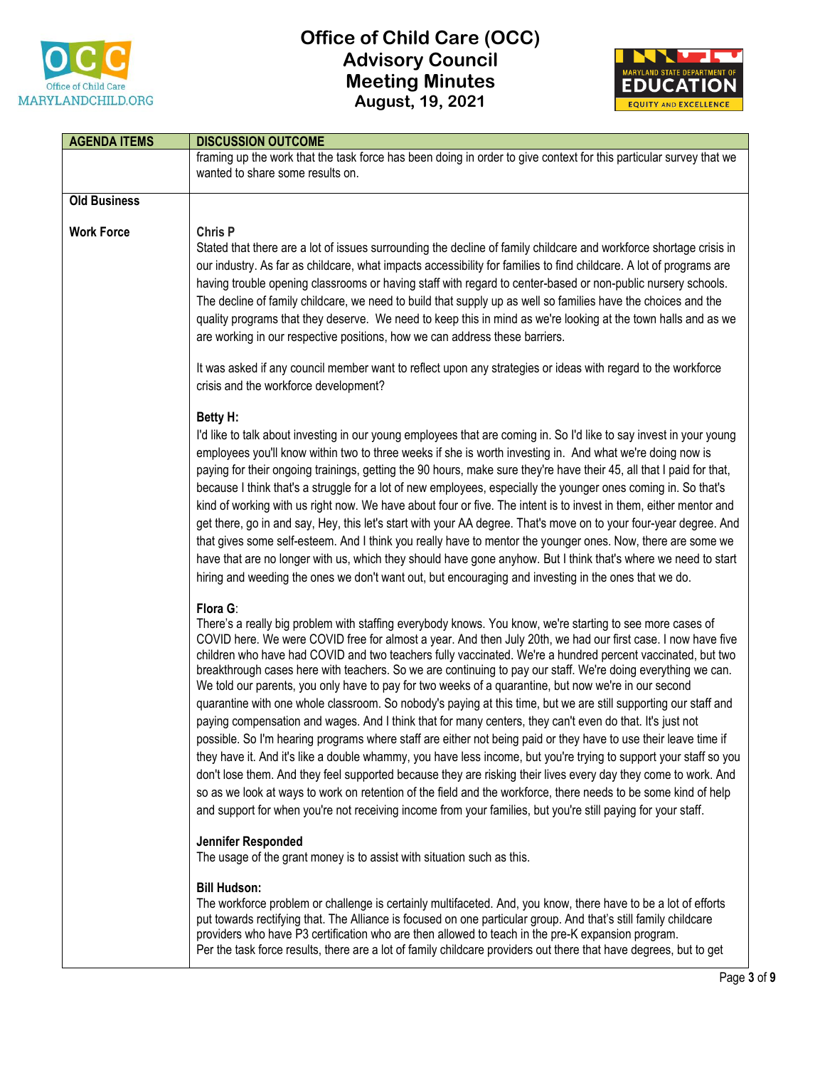| AGENDA ITEMS | DISCUSSION OUTCOME |
|---|---|
| | framing up the work that the task force has been doing in order to give context for this particular survey that we wanted to share some results on. |
| **Old Business**<br><br>**Work Force** | **Chris P**<br>Stated that there are a lot of issues surrounding the decline of family childcare and workforce shortage crisis in our industry. As far as childcare, what impacts accessibility for families to find childcare. A lot of programs are having trouble opening classrooms or having staff with regard to center-based or non-public nursery schools. The decline of family childcare, we need to build that supply up as well so families have the choices and the quality programs that they deserve. We need to keep this in mind as we're looking at the town halls and as we are working in our respective positions, how we can address these barriers.<br><br>It was asked if any council member want to reflect upon any strategies or ideas with regard to the workforce crisis and the workforce development?<br><br>**Betty H:**<br>I'd like to talk about investing in our young employees that are coming in. So I'd like to say invest in your young employees you'll know within two to three weeks if she is worth investing in. And what we're doing now is paying for their ongoing trainings, getting the 90 hours, make sure they're have their 45, all that I paid for that, because I think that's a struggle for a lot of new employees, especially the younger ones coming in. So that's kind of working with us right now. We have about four or five. The intent is to invest in them, either mentor and get there, go in and say, Hey, this let's start with your AA degree. That's move on to your four-year degree. And that gives some self-esteem. And I think you really have to mentor the younger ones. Now, there are some we have that are no longer with us, which they should have gone anyhow. But I think that's where we need to start hiring and weeding the ones we don't want out, but encouraging and investing in the ones that we do.<br><br>**Flora G**:<br>There's a really big problem with staffing everybody knows. You know, we're starting to see more cases of COVID here. We were COVID free for almost a year. And then July 20th, we had our first case. I now have five children who have had COVID and two teachers fully vaccinated. We're a hundred percent vaccinated, but two breakthrough cases here with teachers. So we are continuing to pay our staff. We're doing everything we can. We told our parents, you only have to pay for two weeks of a quarantine, but now we're in our second quarantine with one whole classroom. So nobody's paying at this time, but we are still supporting our staff and paying compensation and wages. And I think that for many centers, they can't even do that. It's just not possible. So I'm hearing programs where staff are either not being paid or they have to use their leave time if they have it. And it's like a double whammy, you have less income, but you're trying to support your staff so you don't lose them. And they feel supported because they are risking their lives every day they come to work. And so as we look at ways to work on retention of the field and the workforce, there needs to be some kind of help and support for when you're not receiving income from your families, but you're still paying for your staff.<br><br>**Jennifer Responded**<br>The usage of the grant money is to assist with situation such as this.<br><br>**Bill Hudson:**<br>The workforce problem or challenge is certainly multifaceted. And, you know, there have to be a lot of efforts put towards rectifying that. The Alliance is focused on one particular group. And that's still family childcare providers who have P3 certification who are then allowed to teach in the pre-K expansion program.<br>Per the task force results, there are a lot of family childcare providers out there that have degrees, but to get |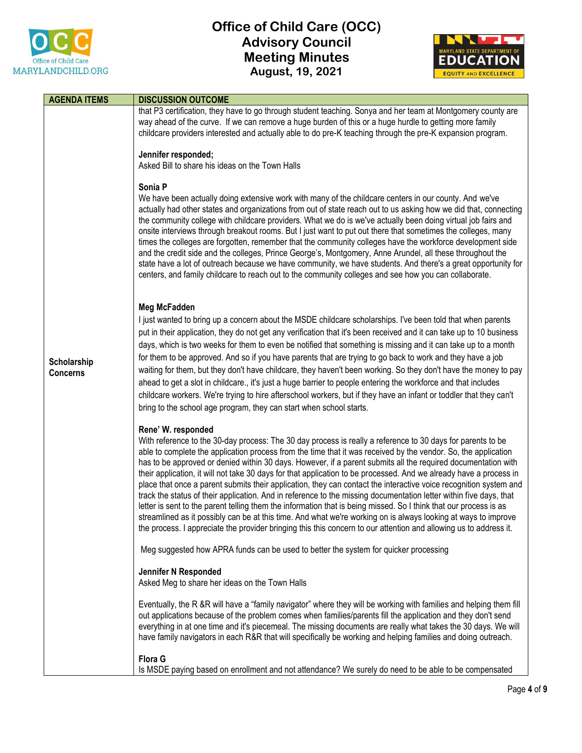# Office of Child Care (OCC) Advisory Council Meeting Minutes
## August, 19, 2021

| AGENDA ITEMS | DISCUSSION OUTCOME |
|---|---|
| | that P3 certification, they have to go through student teaching. Sonya and her team at Montgomery county are way ahead of the curve. If we can remove a huge burden of this or a huge hurdle to getting more family childcare providers interested and actually able to do pre-K teaching through the pre-K expansion program.<br><br>**Jennifer responded;**<br>Asked Bill to share his ideas on the Town Halls<br><br>**Sonia P**<br>We have been actually doing extensive work with many of the childcare centers in our county. And we've actually had other states and organizations from out of state reach out to us asking how we did that, connecting the community college with childcare providers. What we do is we've actually been doing virtual job fairs and onsite interviews through breakout rooms. But I just want to put out there that sometimes the colleges, many times the colleges are forgotten, remember that the community colleges have the workforce development side and the credit side and the colleges, Prince George's, Montgomery, Anne Arundel, all these throughout the state have a lot of outreach because we have community, we have students. And there's a great opportunity for centers, and family childcare to reach out to the community colleges and see how you can collaborate. |
| **Scholarship Concerns** | **Meg McFadden**<br>I just wanted to bring up a concern about the MSDE childcare scholarships. I've been told that when parents put in their application, they do not get any verification that it's been received and it can take up to 10 business days, which is two weeks for them to even be notified that something is missing and it can take up to a month for them to be approved. And so if you have parents that are trying to go back to work and they have a job waiting for them, but they don't have childcare, they haven't been working. So they don't have the money to pay ahead to get a slot in childcare., it's just a huge barrier to people entering the workforce and that includes childcare workers. We're trying to hire afterschool workers, but if they have an infant or toddler that they can't bring to the school age program, they can start when school starts.<br><br>**Rene' W. responded**<br>With reference to the 30-day process: The 30 day process is really a reference to 30 days for parents to be able to complete the application process from the time that it was received by the vendor. So, the application has to be approved or denied within 30 days. However, if a parent submits all the required documentation with their application, it will not take 30 days for that application to be processed. And we already have a process in place that once a parent submits their application, they can contact the interactive voice recognition system and track the status of their application. And in reference to the missing documentation letter within five days, that letter is sent to the parent telling them the information that is being missed. So I think that our process is as streamlined as it possibly can be at this time. And what we're working on is always looking at ways to improve the process. I appreciate the provider bringing this this concern to our attention and allowing us to address it.<br><br>Meg suggested how APRA funds can be used to better the system for quicker processing<br><br>**Jennifer N Responded**<br>Asked Meg to share her ideas on the Town Halls<br><br>Eventually, the R &R will have a "family navigator" where they will be working with families and helping them fill out applications because of the problem comes when families/parents fill the application and they don't send everything in at one time and it's piecemeal. The missing documents are really what takes the 30 days. We will have family navigators in each R&R that will specifically be working and helping families and doing outreach.<br><br>**Flora G**<br>Is MSDE paying based on enrollment and not attendance? We surely do need to be able to be compensated |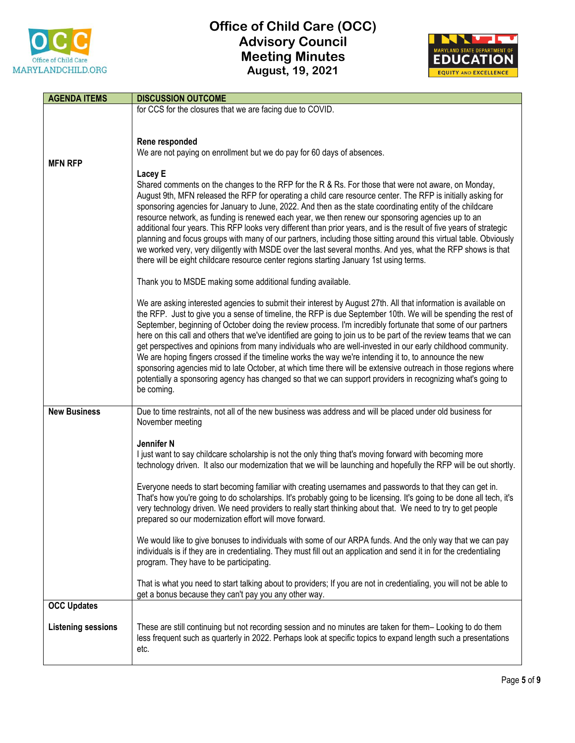# Office of Child Care (OCC) Advisory Council Meeting Minutes August, 19, 2021

| AGENDA ITEMS | DISCUSSION OUTCOME |
| --- | --- |
| MFN RFP | for CCS for the closures that we are facing due to COVID.<br><br>**Rene responded**<br>We are not paying on enrollment but we do pay for 60 days of absences.<br><br>**Lacey E**<br>Shared comments on the changes to the RFP for the R & Rs. For those that were not aware, on Monday, August 9th, MFN released the RFP for operating a child care resource center. The RFP is initially asking for sponsoring agencies for January to June, 2022. And then as the state coordinating entity of the childcare resource network, as funding is renewed each year, we then renew our sponsoring agencies up to an additional four years. This RFP looks very different than prior years, and is the result of five years of strategic planning and focus groups with many of our partners, including those sitting around this virtual table. Obviously we worked very, very diligently with MSDE over the last several months. And yes, what the RFP shows is that there will be eight childcare resource center regions starting January 1st using terms.<br><br>Thank you to MSDE making some additional funding available.<br><br>We are asking interested agencies to submit their interest by August 27th. All that information is available on the RFP. Just to give you a sense of timeline, the RFP is due September 10th. We will be spending the rest of September, beginning of October doing the review process. I'm incredibly fortunate that some of our partners here on this call and others that we've identified are going to join us to be part of the review teams that we can get perspectives and opinions from many individuals who are well-invested in our early childhood community. We are hoping fingers crossed if the timeline works the way we're intending it to, to announce the new sponsoring agencies mid to late October, at which time there will be extensive outreach in those regions where potentially a sponsoring agency has changed so that we can support providers in recognizing what's going to be coming. |
| New Business | Due to time restraints, not all of the new business was address and will be placed under old business for November meeting<br><br>**Jennifer N**<br>I just want to say childcare scholarship is not the only thing that's moving forward with becoming more technology driven. It also our modernization that we will be launching and hopefully the RFP will be out shortly.<br><br>Everyone needs to start becoming familiar with creating usernames and passwords to that they can get in. That's how you're going to do scholarships. It's probably going to be licensing. It's going to be done all tech, it's very technology driven. We need providers to really start thinking about that. We need to try to get people prepared so our modernization effort will move forward.<br><br>We would like to give bonuses to individuals with some of our ARPA funds. And the only way that we can pay individuals is if they are in credentialing. They must fill out an application and send it in for the credentialing program. They have to be participating.<br><br>That is what you need to start talking about to providers; If you are not in credentialing, you will not be able to get a bonus because they can't pay you any other way. |
| **OCC Updates**<br><br>**Listening sessions** | <br><br>These are still continuing but not recording session and no minutes are taken for them– Looking to do them less frequent such as quarterly in 2022. Perhaps look at specific topics to expand length such a presentations etc. |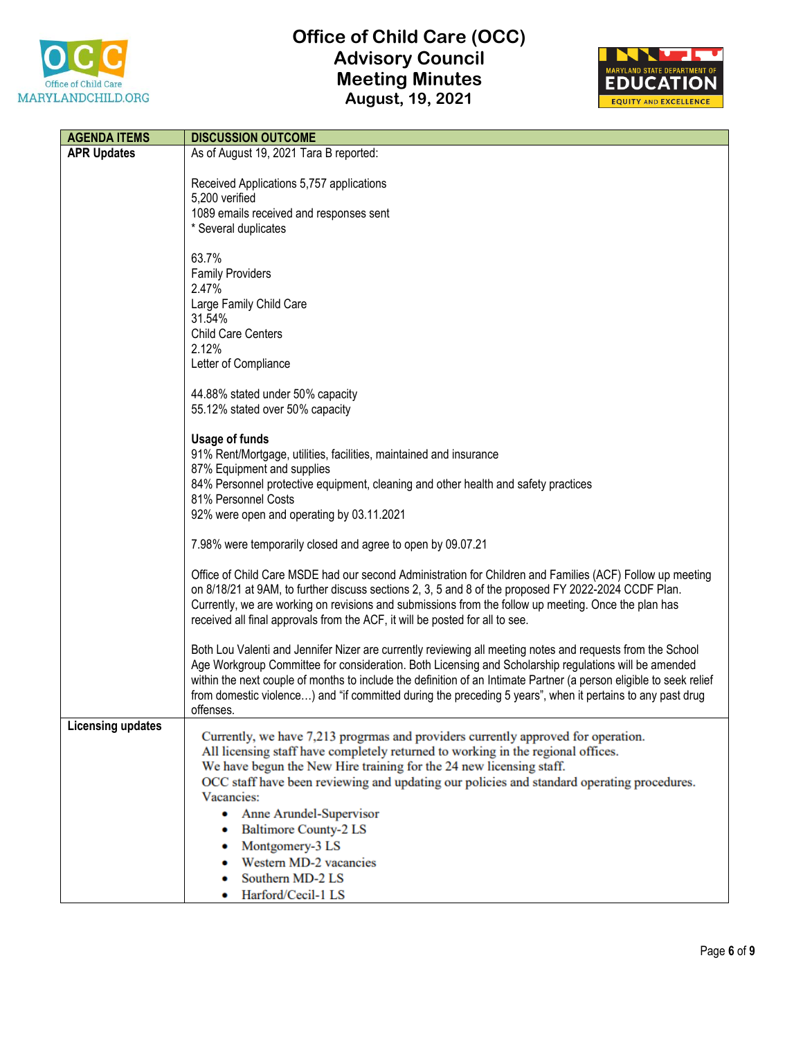# Office of Child Care (OCC) Advisory Council Meeting Minutes August, 19, 2021

| AGENDA ITEMS | DISCUSSION OUTCOME |
|---|---|
| **APR Updates** | As of August 19, 2021 Tara B reported:<br><br>Received Applications 5,757 applications<br>5,200 verified<br>1089 emails received and responses sent<br>* Several duplicates<br><br>63.7%<br>Family Providers<br>2.47%<br>Large Family Child Care<br>31.54%<br>Child Care Centers<br>2.12%<br>Letter of Compliance<br><br>44.88% stated under 50% capacity<br>55.12% stated over 50% capacity<br><br>**Usage of funds**<br>91% Rent/Mortgage, utilities, facilities, maintained and insurance<br>87% Equipment and supplies<br>84% Personnel protective equipment, cleaning and other health and safety practices<br>81% Personnel Costs<br>92% were open and operating by 03.11.2021<br><br>7.98% were temporarily closed and agree to open by 09.07.21<br><br>Office of Child Care MSDE had our second Administration for Children and Families (ACF) Follow up meeting on 8/18/21 at 9AM, to further discuss sections 2, 3, 5 and 8 of the proposed FY 2022-2024 CCDF Plan. Currently, we are working on revisions and submissions from the follow up meeting. Once the plan has received all final approvals from the ACF, it will be posted for all to see.<br><br>Both Lou Valenti and Jennifer Nizer are currently reviewing all meeting notes and requests from the School Age Workgroup Committee for consideration. Both Licensing and Scholarship regulations will be amended within the next couple of months to include the definition of an Intimate Partner (a person eligible to seek relief from domestic violence…) and "if committed during the preceding 5 years", when it pertains to any past drug offenses. |
| **Licensing updates** | Currently, we have 7,213 progrmas and providers currently approved for operation.<br>All licensing staff have completely returned to working in the regional offices.<br>We have begun the New Hire training for the 24 new licensing staff.<br>OCC staff have been reviewing and updating our policies and standard operating procedures.<br>Vacancies:<br>• Anne Arundel-Supervisor<br>• Baltimore County-2 LS<br>• Montgomery-3 LS<br>• Western MD-2 vacancies<br>• Southern MD-2 LS<br>• Harford/Cecil-1 LS |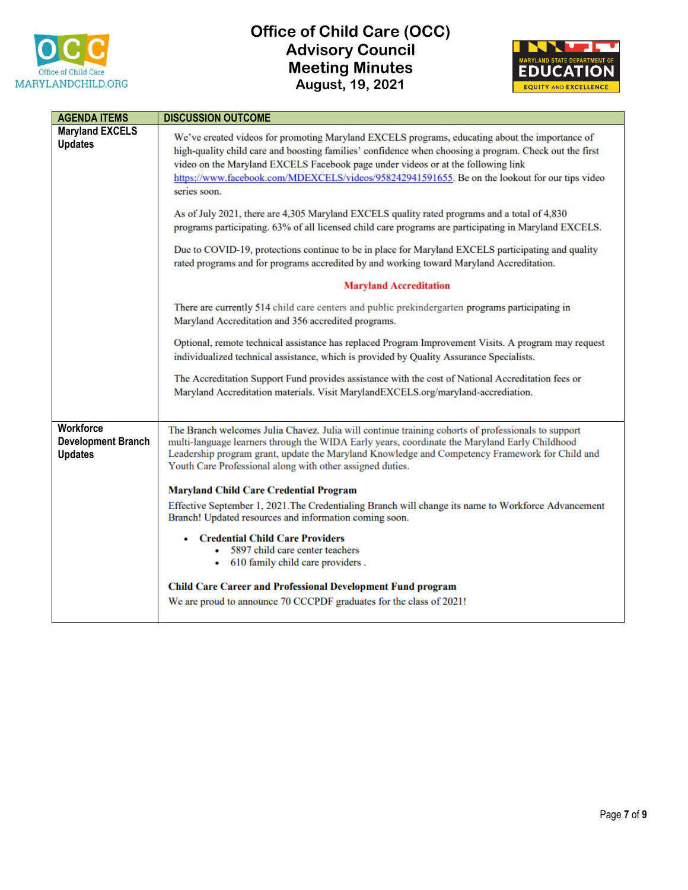# Office of Child Care (OCC) Advisory Council Meeting Minutes August, 19, 2021

| AGENDA ITEMS | DISCUSSION OUTCOME |
|---|---|
| **Maryland EXCELS Updates** | We've created videos for promoting Maryland EXCELS programs, educating about the importance of high-quality child care and boosting families' confidence when choosing a program. Check out the first video on the Maryland EXCELS Facebook page under videos or at the following link https://www.facebook.com/MDEXCELS/videos/958242941591655. Be on the lookout for our tips video series soon.<br><br>As of July 2021, there are 4,305 Maryland EXCELS quality rated programs and a total of 4,830 programs participating. 63% of all licensed child care programs are participating in Maryland EXCELS.<br><br>Due to COVID-19, protections continue to be in place for Maryland EXCELS participating and quality rated programs and for programs accredited by and working toward Maryland Accreditation.<br><br>**Maryland Accreditation**<br><br>There are currently 514 child care centers and public prekindergarten programs participating in Maryland Accreditation and 356 accredited programs.<br><br>Optional, remote technical assistance has replaced Program Improvement Visits. A program may request individualized technical assistance, which is provided by Quality Assurance Specialists.<br><br>The Accreditation Support Fund provides assistance with the cost of National Accreditation fees or Maryland Accreditation materials. Visit MarylandEXCELS.org/maryland-accrediation. |
| **Workforce Development Branch Updates** | The Branch welcomes Julia Chavez. Julia will continue training cohorts of professionals to support multi-language learners through the WIDA Early years, coordinate the Maryland Early Childhood Leadership program grant, update the Maryland Knowledge and Competency Framework for Child and Youth Care Professional along with other assigned duties.<br><br>**Maryland Child Care Credential Program**<br><br>Effective September 1, 2021.The Credentialing Branch will change its name to Workforce Advancement Branch! Updated resources and information coming soon.<br><br>• **Credential Child Care Providers**<br>&nbsp;&nbsp;&nbsp;&nbsp;• 5897 child care center teachers<br>&nbsp;&nbsp;&nbsp;&nbsp;• 610 family child care providers .<br><br>**Child Care Career and Professional Development Fund program**<br><br>We are proud to announce 70 CCCPDF graduates for the class of 2021! |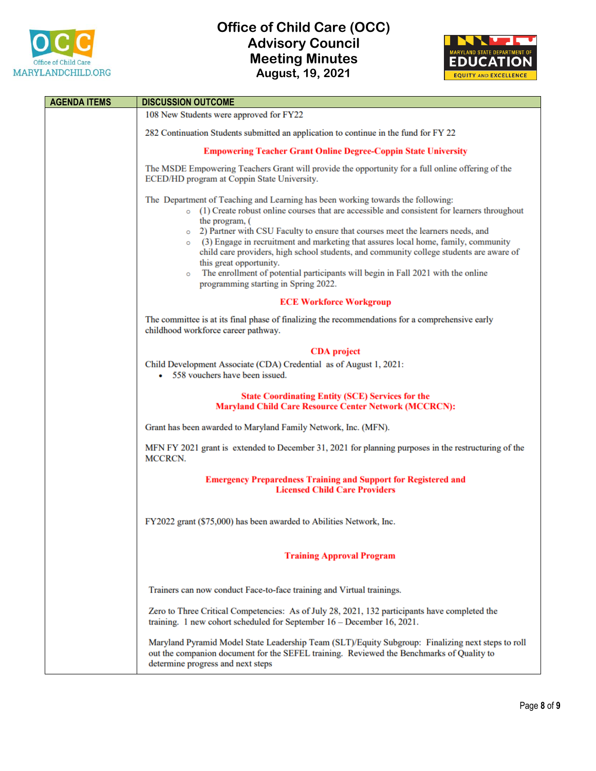# Office of Child Care (OCC) Advisory Council Meeting Minutes August, 19, 2021

| AGENDA ITEMS | DISCUSSION OUTCOME |
|---|---|
| | 108 New Students were approved for FY22<br><br>282 Continuation Students submitted an application to continue in the fund for FY 22<br><br>**Empowering Teacher Grant Online Degree-Coppin State University**<br><br>The MSDE Empowering Teachers Grant will provide the opportunity for a full online offering of the ECED/HD program at Coppin State University.<br><br>The Department of Teaching and Learning has been working towards the following:<br>◦ (1) Create robust online courses that are accessible and consistent for learners throughout the program, (<br>◦ 2) Partner with CSU Faculty to ensure that courses meet the learners needs, and<br>◦ (3) Engage in recruitment and marketing that assures local home, family, community child care providers, high school students, and community college students are aware of this great opportunity.<br>◦ The enrollment of potential participants will begin in Fall 2021 with the online programming starting in Spring 2022.<br><br>**ECE Workforce Workgroup**<br><br>The committee is at its final phase of finalizing the recommendations for a comprehensive early childhood workforce career pathway.<br><br>**CDA project**<br>Child Development Associate (CDA) Credential as of August 1, 2021:<br>• 558 vouchers have been issued.<br><br>**State Coordinating Entity (SCE) Services for the Maryland Child Care Resource Center Network (MCCRCN):**<br><br>Grant has been awarded to Maryland Family Network, Inc. (MFN).<br><br>MFN FY 2021 grant is extended to December 31, 2021 for planning purposes in the restructuring of the MCCRCN.<br><br>**Emergency Preparedness Training and Support for Registered and Licensed Child Care Providers**<br><br>FY2022 grant ($75,000) has been awarded to Abilities Network, Inc.<br><br>**Training Approval Program**<br><br>Trainers can now conduct Face-to-face training and Virtual trainings.<br><br>Zero to Three Critical Competencies: As of July 28, 2021, 132 participants have completed the training. 1 new cohort scheduled for September 16 – December 16, 2021.<br><br>Maryland Pyramid Model State Leadership Team (SLT)/Equity Subgroup: Finalizing next steps to roll out the companion document for the SEFEL training. Reviewed the Benchmarks of Quality to determine progress and next steps |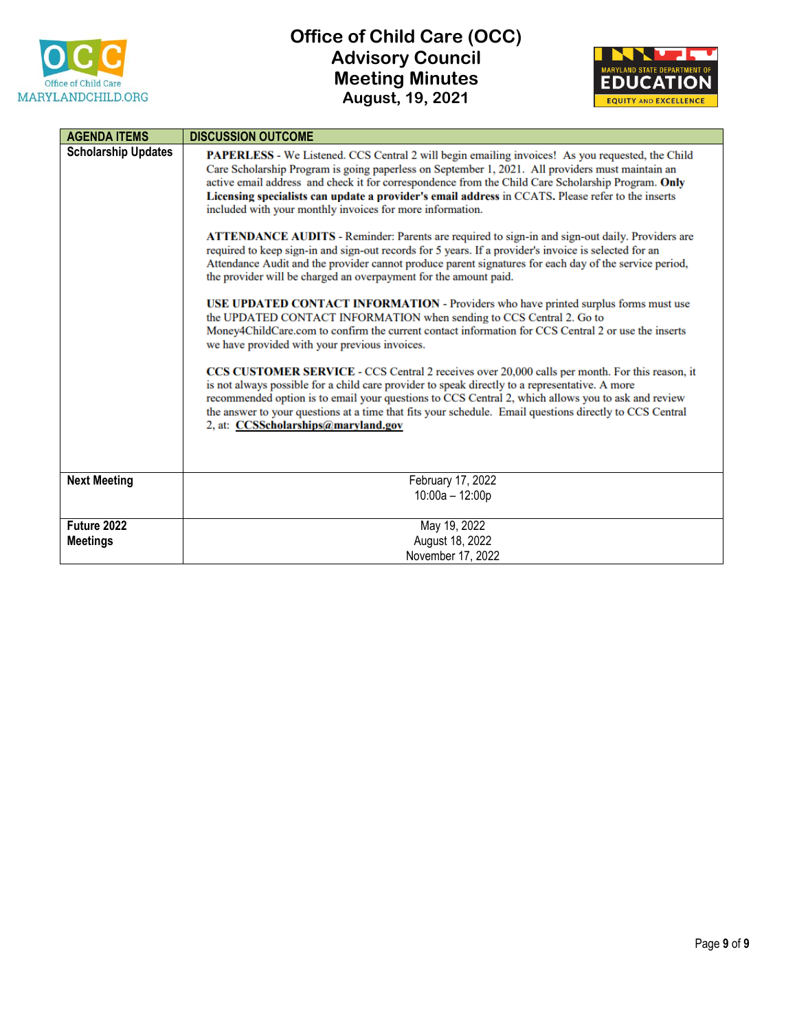# Office of Child Care (OCC) Advisory Council Meeting Minutes
## August, 19, 2021

| AGENDA ITEMS | DISCUSSION OUTCOME |
|---|---|
| **Scholarship Updates** | **PAPERLESS** - We Listened. CCS Central 2 will begin emailing invoices! As you requested, the Child Care Scholarship Program is going paperless on September 1, 2021. All providers must maintain an active email address and check it for correspondence from the Child Care Scholarship Program. **Only Licensing specialists can update a provider's email address** in CCATS. Please refer to the inserts included with your monthly invoices for more information.<br><br>**ATTENDANCE AUDITS** - Reminder: Parents are required to sign-in and sign-out daily. Providers are required to keep sign-in and sign-out records for 5 years. If a provider's invoice is selected for an Attendance Audit and the provider cannot produce parent signatures for each day of the service period, the provider will be charged an overpayment for the amount paid.<br><br>**USE UPDATED CONTACT INFORMATION** - Providers who have printed surplus forms must use the UPDATED CONTACT INFORMATION when sending to CCS Central 2. Go to Money4ChildCare.com to confirm the current contact information for CCS Central 2 or use the inserts we have provided with your previous invoices.<br><br>**CCS CUSTOMER SERVICE** - CCS Central 2 receives over 20,000 calls per month. For this reason, it is not always possible for a child care provider to speak directly to a representative. A more recommended option is to email your questions to CCS Central 2, which allows you to ask and review the answer to your questions at a time that fits your schedule. Email questions directly to CCS Central 2, at: **CCSScholarships@maryland.gov** |
| **Next Meeting** | February 17, 2022<br>10:00a – 12:00p |
| **Future 2022 Meetings** | May 19, 2022<br>August 18, 2022<br>November 17, 2022 |